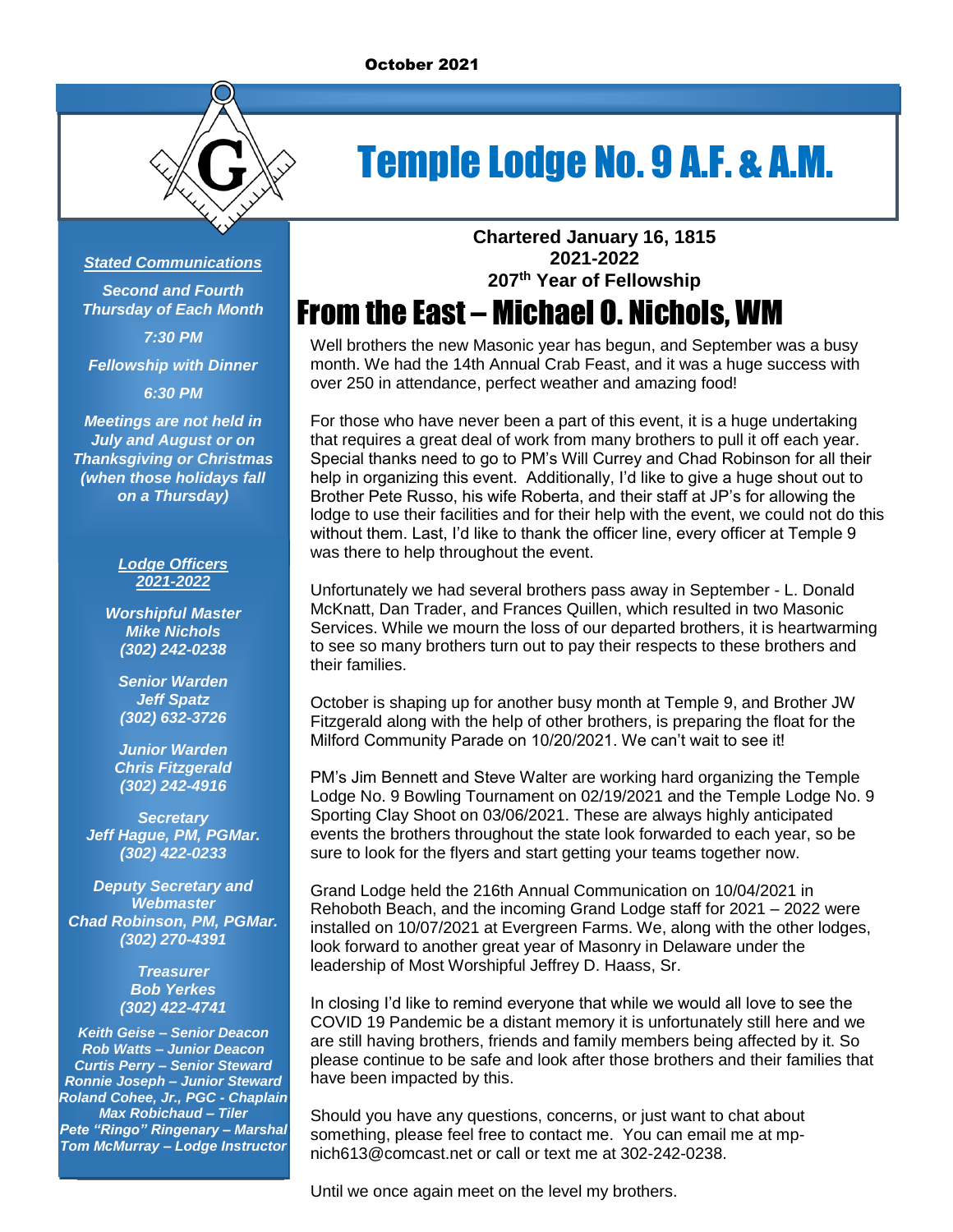October 2021

# Temple Lodge No. 9 A.F. & A.M.

**Chartered January 16, 1815**
**2021-2022**
**207th Year of Fellowship**

## From the East – Michael O. Nichols, WM

Well brothers the new Masonic year has begun, and September was a busy month. We had the 14th Annual Crab Feast, and it was a huge success with over 250 in attendance, perfect weather and amazing food!

For those who have never been a part of this event, it is a huge undertaking that requires a great deal of work from many brothers to pull it off each year. Special thanks need to go to PM's Will Currey and Chad Robinson for all their help in organizing this event. Additionally, I'd like to give a huge shout out to Brother Pete Russo, his wife Roberta, and their staff at JP's for allowing the lodge to use their facilities and for their help with the event, we could not do this without them. Last, I'd like to thank the officer line, every officer at Temple 9 was there to help throughout the event.

Unfortunately we had several brothers pass away in September - L. Donald McKnatt, Dan Trader, and Frances Quillen, which resulted in two Masonic Services. While we mourn the loss of our departed brothers, it is heartwarming to see so many brothers turn out to pay their respects to these brothers and their families.

October is shaping up for another busy month at Temple 9, and Brother JW Fitzgerald along with the help of other brothers, is preparing the float for the Milford Community Parade on 10/20/2021. We can't wait to see it!

PM's Jim Bennett and Steve Walter are working hard organizing the Temple Lodge No. 9 Bowling Tournament on 02/19/2021 and the Temple Lodge No. 9 Sporting Clay Shoot on 03/06/2021. These are always highly anticipated events the brothers throughout the state look forwarded to each year, so be sure to look for the flyers and start getting your teams together now.

Grand Lodge held the 216th Annual Communication on 10/04/2021 in Rehoboth Beach, and the incoming Grand Lodge staff for 2021 – 2022 were installed on 10/07/2021 at Evergreen Farms. We, along with the other lodges, look forward to another great year of Masonry in Delaware under the leadership of Most Worshipful Jeffrey D. Haass, Sr.

In closing I'd like to remind everyone that while we would all love to see the COVID 19 Pandemic be a distant memory it is unfortunately still here and we are still having brothers, friends and family members being affected by it. So please continue to be safe and look after those brothers and their families that have been impacted by this.

Should you have any questions, concerns, or just want to chat about something, please feel free to contact me. You can email me at mp-nich613@comcast.net or call or text me at 302-242-0238.

Until we once again meet on the level my brothers.

---

***Stated Communications***

*Second and Fourth Thursday of Each Month*

*7:30 PM*

*Fellowship with Dinner*

*6:30 PM*

*Meetings are not held in July and August or on Thanksgiving or Christmas (when those holidays fall on a Thursday)*

***Lodge Officers 2021-2022***

*Worshipful Master*
*Mike Nichols*
*(302) 242-0238*

*Senior Warden*
*Jeff Spatz*
*(302) 632-3726*

*Junior Warden*
*Chris Fitzgerald*
*(302) 242-4916*

*Secretary*
*Jeff Hague, PM, PGMar.*
*(302) 422-0233*

*Deputy Secretary and Webmaster*
*Chad Robinson, PM, PGMar.*
*(302) 270-4391*

*Treasurer*
*Bob Yerkes*
*(302) 422-4741*

*Keith Geise – Senior Deacon*
*Rob Watts – Junior Deacon*
*Curtis Perry – Senior Steward*
*Ronnie Joseph – Junior Steward*
*Roland Cohee, Jr., PGC - Chaplain*
*Max Robichaud – Tiler*
*Pete "Ringo" Ringenary – Marshal*
*Tom McMurray – Lodge Instructor*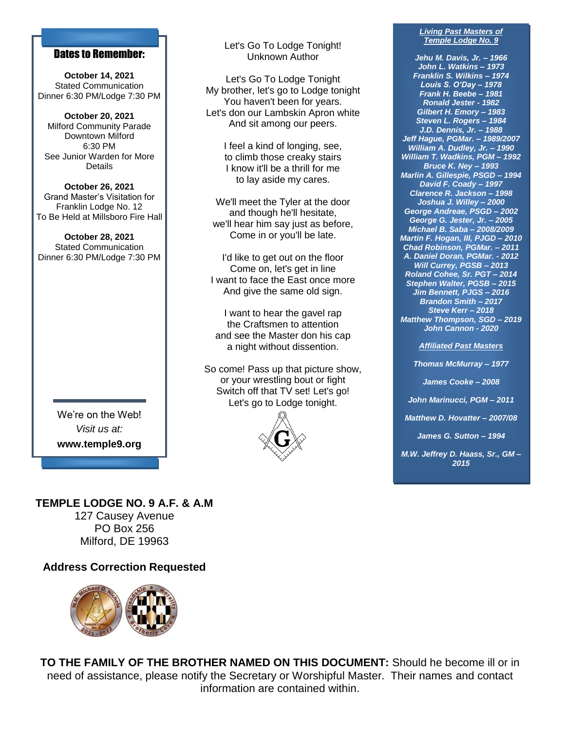## Dates to Remember:

**October 14, 2021**
Stated Communication
Dinner 6:30 PM/Lodge 7:30 PM

**October 20, 2021**
Milford Community Parade
Downtown Milford
6:30 PM
See Junior Warden for More Details

**October 26, 2021**
Grand Master's Visitation for Franklin Lodge No. 12
To Be Held at Millsboro Fire Hall

**October 28, 2021**
Stated Communication
Dinner 6:30 PM/Lodge 7:30 PM

We're on the Web!
*Visit us at:*
**www.temple9.org**

Let's Go To Lodge Tonight!
Unknown Author

Let's Go To Lodge Tonight
My brother, let's go to Lodge tonight
You haven't been for years.
Let's don our Lambskin Apron white
And sit among our peers.

I feel a kind of longing, see,
to climb those creaky stairs
I know it'll be a thrill for me
to lay aside my cares.

We'll meet the Tyler at the door
and though he'll hesitate,
we'll hear him say just as before,
Come in or you'll be late.

I'd like to get out on the floor
Come on, let's get in line
I want to face the East once more
And give the same old sign.

I want to hear the gavel rap
the Craftsmen to attention
and see the Master don his cap
a night without dissention.

So come! Pass up that picture show,
or your wrestling bout or fight
Switch off that TV set! Let's go!
Let's go to Lodge tonight.

***Living Past Masters of Temple Lodge No. 9***

*Jehu M. Davis, Jr. – 1966*
*John L. Watkins – 1973*
*Franklin S. Wilkins – 1974*
*Louis S. O'Day – 1978*
*Frank H. Beebe – 1981*
*Ronald Jester - 1982*
*Gilbert H. Emory – 1983*
*Steven L. Rogers – 1984*
*J.D. Dennis, Jr. – 1988*
*Jeff Hague, PGMar. – 1989/2007*
*William A. Dudley, Jr. – 1990*
*William T. Wadkins, PGM – 1992*
*Bruce K. Ney – 1993*
*Marlin A. Gillespie, PSGD – 1994*
*David F. Coady – 1997*
*Clarence R. Jackson – 1998*
*Joshua J. Willey – 2000*
*George Andreae, PSGD – 2002*
*George G. Jester, Jr. – 2005*
*Michael B. Saba – 2008/2009*
*Martin F. Hogan, III, PJGD – 2010*
*Chad Robinson, PGMar. – 2011*
*A. Daniel Doran, PGMar. - 2012*
*Will Currey, PGSB – 2013*
*Roland Cohee, Sr. PGT – 2014*
*Stephen Walter, PGSB – 2015*
*Jim Bennett, PJGS – 2016*
*Brandon Smith – 2017*
*Steve Kerr – 2018*
*Matthew Thompson, SGD – 2019*
*John Cannon - 2020*

***Affiliated Past Masters***

*Thomas McMurray – 1977*

*James Cooke – 2008*

*John Marinucci, PGM – 2011*

*Matthew D. Hovatter – 2007/08*

*James G. Sutton – 1994*

*M.W. Jeffrey D. Haass, Sr., GM – 2015*

**TEMPLE LODGE NO. 9 A.F. & A.M**
127 Causey Avenue
PO Box 256
Milford, DE 19963

**Address Correction Requested**

**TO THE FAMILY OF THE BROTHER NAMED ON THIS DOCUMENT:** Should he become ill or in need of assistance, please notify the Secretary or Worshipful Master. Their names and contact information are contained within.